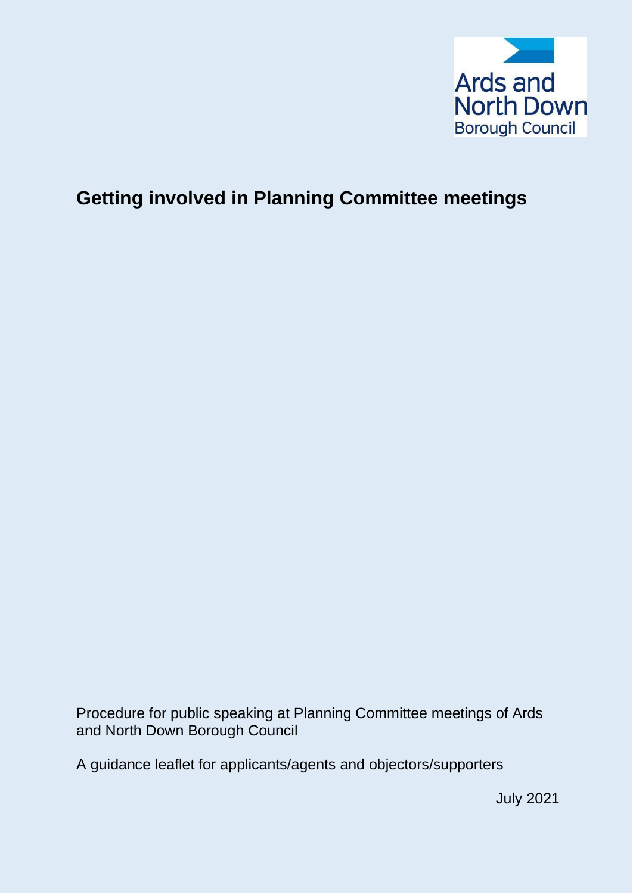Ards and North Down Borough Council

# Getting involved in Planning Committee meetings

Procedure for public speaking at Planning Committee meetings of Ards and North Down Borough Council

A guidance leaflet for applicants/agents and objectors/supporters

July 2021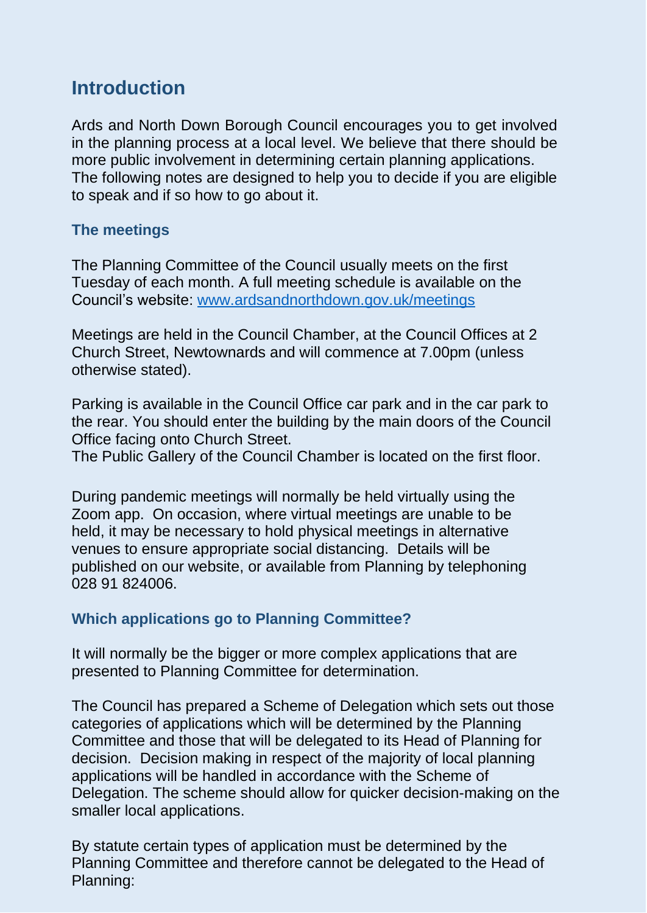## Introduction

Ards and North Down Borough Council encourages you to get involved in the planning process at a local level. We believe that there should be more public involvement in determining certain planning applications. The following notes are designed to help you to decide if you are eligible to speak and if so how to go about it.

### The meetings

The Planning Committee of the Council usually meets on the first Tuesday of each month. A full meeting schedule is available on the Council's website: [www.ardsandnorthdown.gov.uk/meetings](http://www.ardsandnorthdown.gov.uk/meetings)

Meetings are held in the Council Chamber, at the Council Offices at 2 Church Street, Newtownards and will commence at 7.00pm (unless otherwise stated).

Parking is available in the Council Office car park and in the car park to the rear. You should enter the building by the main doors of the Council Office facing onto Church Street.
The Public Gallery of the Council Chamber is located on the first floor.

During pandemic meetings will normally be held virtually using the Zoom app. On occasion, where virtual meetings are unable to be held, it may be necessary to hold physical meetings in alternative venues to ensure appropriate social distancing. Details will be published on our website, or available from Planning by telephoning 028 91 824006.

### Which applications go to Planning Committee?

It will normally be the bigger or more complex applications that are presented to Planning Committee for determination.

The Council has prepared a Scheme of Delegation which sets out those categories of applications which will be determined by the Planning Committee and those that will be delegated to its Head of Planning for decision. Decision making in respect of the majority of local planning applications will be handled in accordance with the Scheme of Delegation. The scheme should allow for quicker decision-making on the smaller local applications.

By statute certain types of application must be determined by the Planning Committee and therefore cannot be delegated to the Head of Planning: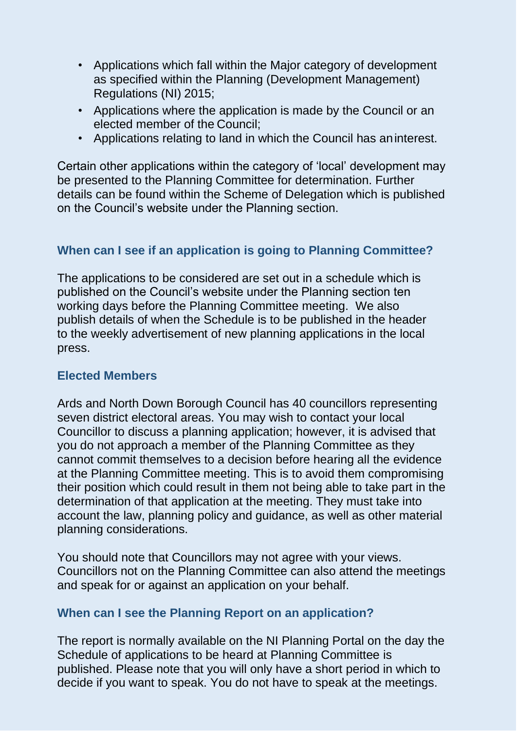- Applications which fall within the Major category of development as specified within the Planning (Development Management) Regulations (NI) 2015;
- Applications where the application is made by the Council or an elected member of the Council;
- Applications relating to land in which the Council has an interest.

Certain other applications within the category of 'local' development may be presented to the Planning Committee for determination. Further details can be found within the Scheme of Delegation which is published on the Council's website under the Planning section.

### When can I see if an application is going to Planning Committee?

The applications to be considered are set out in a schedule which is published on the Council's website under the Planning section ten working days before the Planning Committee meeting. We also publish details of when the Schedule is to be published in the header to the weekly advertisement of new planning applications in the local press.

### Elected Members

Ards and North Down Borough Council has 40 councillors representing seven district electoral areas. You may wish to contact your local Councillor to discuss a planning application; however, it is advised that you do not approach a member of the Planning Committee as they cannot commit themselves to a decision before hearing all the evidence at the Planning Committee meeting. This is to avoid them compromising their position which could result in them not being able to take part in the determination of that application at the meeting. They must take into account the law, planning policy and guidance, as well as other material planning considerations.

You should note that Councillors may not agree with your views. Councillors not on the Planning Committee can also attend the meetings and speak for or against an application on your behalf.

### When can I see the Planning Report on an application?

The report is normally available on the NI Planning Portal on the day the Schedule of applications to be heard at Planning Committee is published. Please note that you will only have a short period in which to decide if you want to speak. You do not have to speak at the meetings.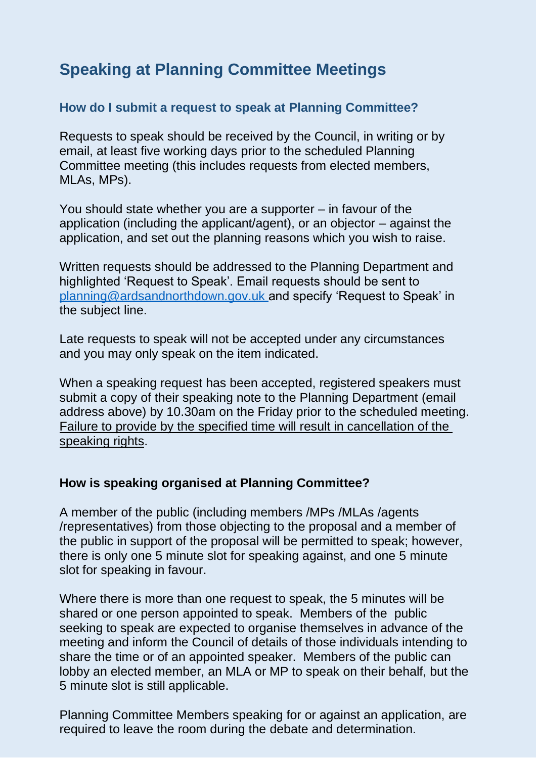# Speaking at Planning Committee Meetings

### How do I submit a request to speak at Planning Committee?

Requests to speak should be received by the Council, in writing or by email, at least five working days prior to the scheduled Planning Committee meeting (this includes requests from elected members, MLAs, MPs).

You should state whether you are a supporter – in favour of the application (including the applicant/agent), or an objector – against the application, and set out the planning reasons which you wish to raise.

Written requests should be addressed to the Planning Department and highlighted 'Request to Speak'. Email requests should be sent to [planning@ardsandnorthdown.gov.uk](mailto:planning@ardsandnorthdown.gov.uk) and specify 'Request to Speak' in the subject line.

Late requests to speak will not be accepted under any circumstances and you may only speak on the item indicated.

When a speaking request has been accepted, registered speakers must submit a copy of their speaking note to the Planning Department (email address above) by 10.30am on the Friday prior to the scheduled meeting. <u>Failure to provide by the specified time will result in cancellation of the speaking rights</u>.

### How is speaking organised at Planning Committee?

A member of the public (including members /MPs /MLAs /agents /representatives) from those objecting to the proposal and a member of the public in support of the proposal will be permitted to speak; however, there is only one 5 minute slot for speaking against, and one 5 minute slot for speaking in favour.

Where there is more than one request to speak, the 5 minutes will be shared or one person appointed to speak. Members of the public seeking to speak are expected to organise themselves in advance of the meeting and inform the Council of details of those individuals intending to share the time or of an appointed speaker. Members of the public can lobby an elected member, an MLA or MP to speak on their behalf, but the 5 minute slot is still applicable.

Planning Committee Members speaking for or against an application, are required to leave the room during the debate and determination.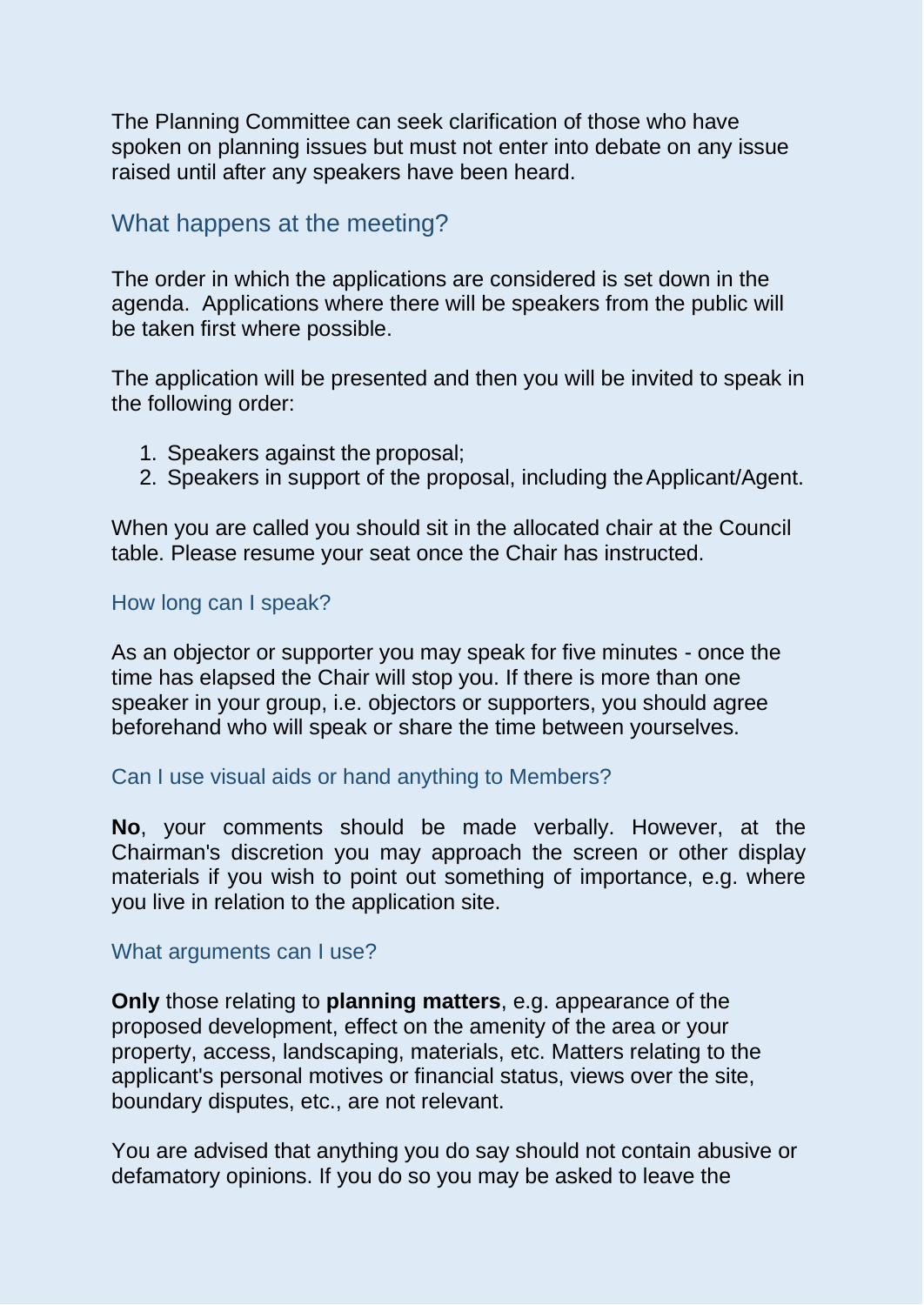The Planning Committee can seek clarification of those who have spoken on planning issues but must not enter into debate on any issue raised until after any speakers have been heard.

## What happens at the meeting?

The order in which the applications are considered is set down in the agenda. Applications where there will be speakers from the public will be taken first where possible.

The application will be presented and then you will be invited to speak in the following order:

1. Speakers against the proposal;
2. Speakers in support of the proposal, including the Applicant/Agent.

When you are called you should sit in the allocated chair at the Council table. Please resume your seat once the Chair has instructed.

### How long can I speak?

As an objector or supporter you may speak for five minutes - once the time has elapsed the Chair will stop you. If there is more than one speaker in your group, i.e. objectors or supporters, you should agree beforehand who will speak or share the time between yourselves.

### Can I use visual aids or hand anything to Members?

**No**, your comments should be made verbally. However, at the Chairman's discretion you may approach the screen or other display materials if you wish to point out something of importance, e.g. where you live in relation to the application site.

### What arguments can I use?

**Only** those relating to **planning matters**, e.g. appearance of the proposed development, effect on the amenity of the area or your property, access, landscaping, materials, etc. Matters relating to the applicant's personal motives or financial status, views over the site, boundary disputes, etc., are not relevant.

You are advised that anything you do say should not contain abusive or defamatory opinions. If you do so you may be asked to leave the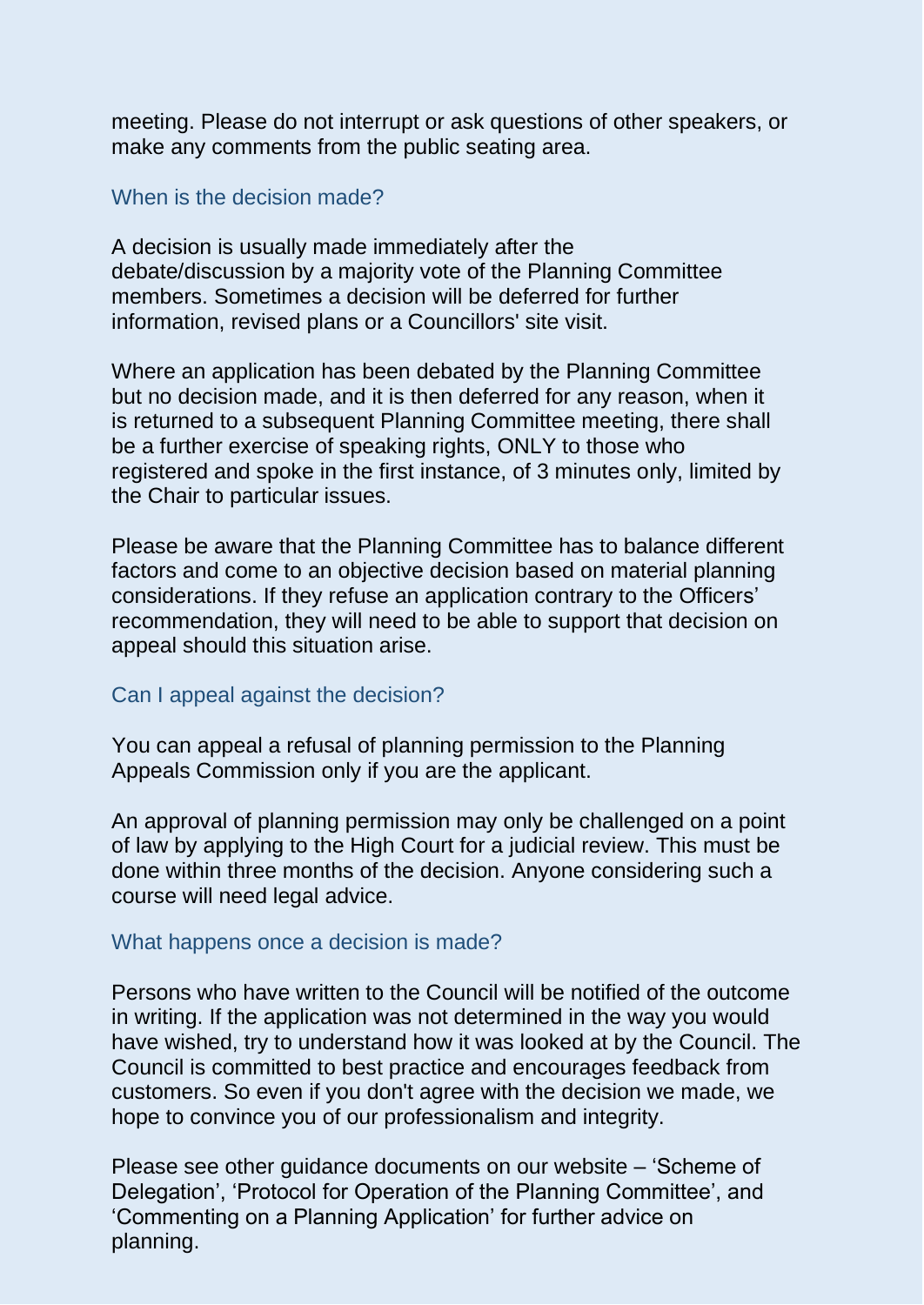meeting. Please do not interrupt or ask questions of other speakers, or make any comments from the public seating area.

## When is the decision made?

A decision is usually made immediately after the debate/discussion by a majority vote of the Planning Committee members. Sometimes a decision will be deferred for further information, revised plans or a Councillors' site visit.

Where an application has been debated by the Planning Committee but no decision made, and it is then deferred for any reason, when it is returned to a subsequent Planning Committee meeting, there shall be a further exercise of speaking rights, ONLY to those who registered and spoke in the first instance, of 3 minutes only, limited by the Chair to particular issues.

Please be aware that the Planning Committee has to balance different factors and come to an objective decision based on material planning considerations. If they refuse an application contrary to the Officers' recommendation, they will need to be able to support that decision on appeal should this situation arise.

## Can I appeal against the decision?

You can appeal a refusal of planning permission to the Planning Appeals Commission only if you are the applicant.

An approval of planning permission may only be challenged on a point of law by applying to the High Court for a judicial review. This must be done within three months of the decision. Anyone considering such a course will need legal advice.

## What happens once a decision is made?

Persons who have written to the Council will be notified of the outcome in writing. If the application was not determined in the way you would have wished, try to understand how it was looked at by the Council. The Council is committed to best practice and encourages feedback from customers. So even if you don't agree with the decision we made, we hope to convince you of our professionalism and integrity.

Please see other guidance documents on our website – 'Scheme of Delegation', 'Protocol for Operation of the Planning Committee', and 'Commenting on a Planning Application' for further advice on planning.